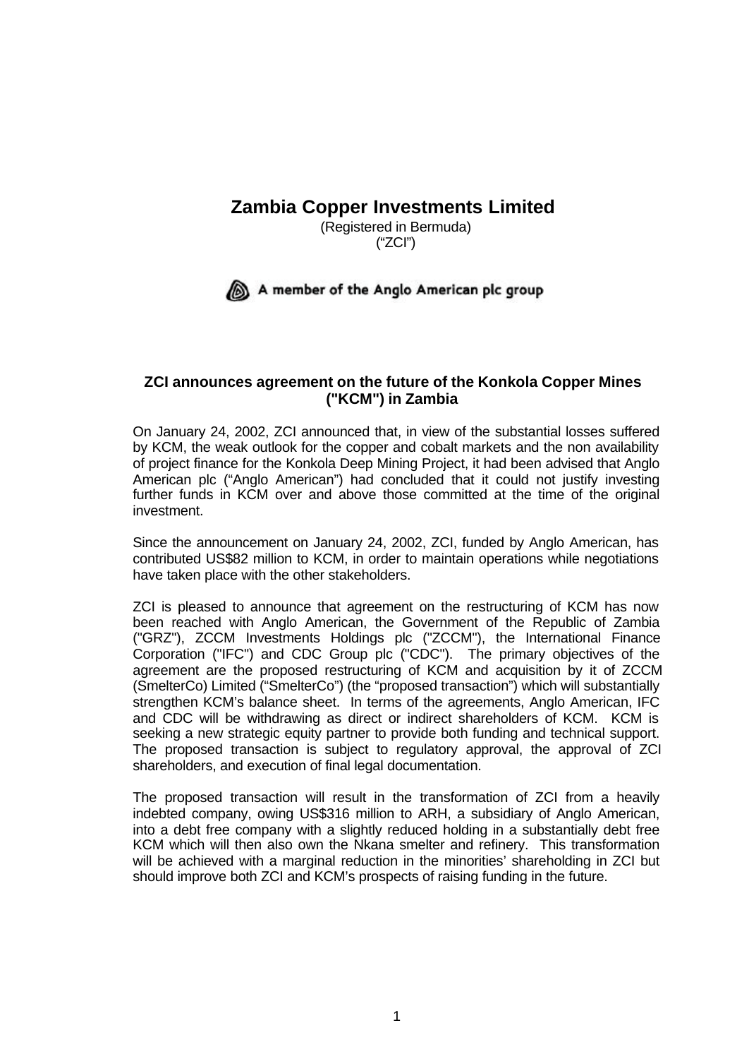# Zambia Copper Investments Limited

(Registered in Bermuda)
("ZCI")

A member of the Anglo American plc group

## ZCI announces agreement on the future of the Konkola Copper Mines ("KCM") in Zambia

On January 24, 2002, ZCI announced that, in view of the substantial losses suffered by KCM, the weak outlook for the copper and cobalt markets and the non availability of project finance for the Konkola Deep Mining Project, it had been advised that Anglo American plc ("Anglo American") had concluded that it could not justify investing further funds in KCM over and above those committed at the time of the original investment.

Since the announcement on January 24, 2002, ZCI, funded by Anglo American, has contributed US$82 million to KCM, in order to maintain operations while negotiations have taken place with the other stakeholders.

ZCI is pleased to announce that agreement on the restructuring of KCM has now been reached with Anglo American, the Government of the Republic of Zambia ("GRZ"), ZCCM Investments Holdings plc ("ZCCM"), the International Finance Corporation ("IFC") and CDC Group plc ("CDC"). The primary objectives of the agreement are the proposed restructuring of KCM and acquisition by it of ZCCM (SmelterCo) Limited ("SmelterCo") (the "proposed transaction") which will substantially strengthen KCM's balance sheet. In terms of the agreements, Anglo American, IFC and CDC will be withdrawing as direct or indirect shareholders of KCM. KCM is seeking a new strategic equity partner to provide both funding and technical support. The proposed transaction is subject to regulatory approval, the approval of ZCI shareholders, and execution of final legal documentation.

The proposed transaction will result in the transformation of ZCI from a heavily indebted company, owing US$316 million to ARH, a subsidiary of Anglo American, into a debt free company with a slightly reduced holding in a substantially debt free KCM which will then also own the Nkana smelter and refinery. This transformation will be achieved with a marginal reduction in the minorities' shareholding in ZCI but should improve both ZCI and KCM's prospects of raising funding in the future.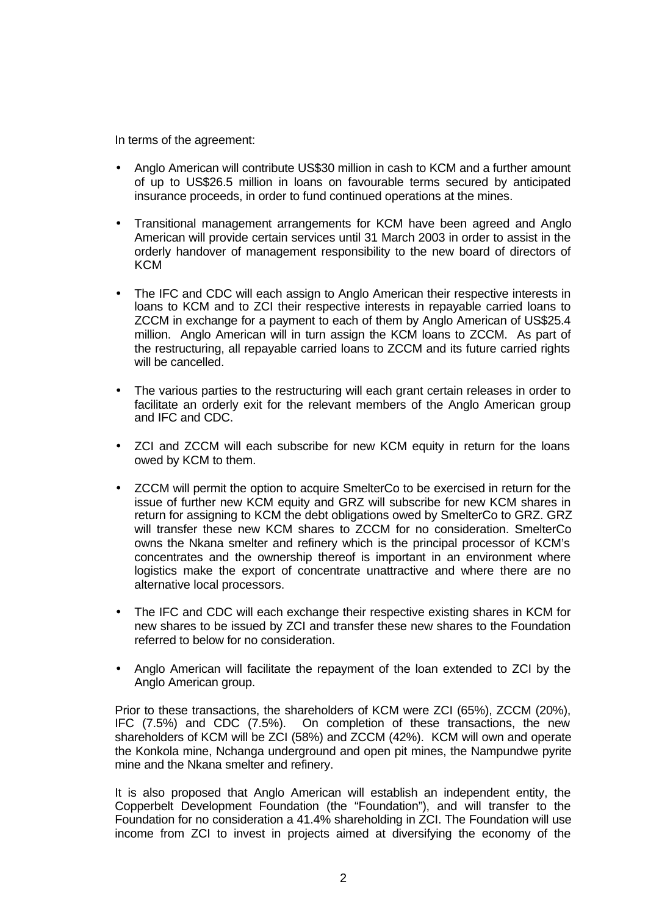In terms of the agreement:

- Anglo American will contribute US$30 million in cash to KCM and a further amount of up to US$26.5 million in loans on favourable terms secured by anticipated insurance proceeds, in order to fund continued operations at the mines.
- Transitional management arrangements for KCM have been agreed and Anglo American will provide certain services until 31 March 2003 in order to assist in the orderly handover of management responsibility to the new board of directors of KCM
- The IFC and CDC will each assign to Anglo American their respective interests in loans to KCM and to ZCI their respective interests in repayable carried loans to ZCCM in exchange for a payment to each of them by Anglo American of US$25.4 million. Anglo American will in turn assign the KCM loans to ZCCM. As part of the restructuring, all repayable carried loans to ZCCM and its future carried rights will be cancelled.
- The various parties to the restructuring will each grant certain releases in order to facilitate an orderly exit for the relevant members of the Anglo American group and IFC and CDC.
- ZCI and ZCCM will each subscribe for new KCM equity in return for the loans owed by KCM to them.
- ZCCM will permit the option to acquire SmelterCo to be exercised in return for the issue of further new KCM equity and GRZ will subscribe for new KCM shares in return for assigning to KCM the debt obligations owed by SmelterCo to GRZ. GRZ will transfer these new KCM shares to ZCCM for no consideration. SmelterCo owns the Nkana smelter and refinery which is the principal processor of KCM's concentrates and the ownership thereof is important in an environment where logistics make the export of concentrate unattractive and where there are no alternative local processors.
- The IFC and CDC will each exchange their respective existing shares in KCM for new shares to be issued by ZCI and transfer these new shares to the Foundation referred to below for no consideration.
- Anglo American will facilitate the repayment of the loan extended to ZCI by the Anglo American group.

Prior to these transactions, the shareholders of KCM were ZCI (65%), ZCCM (20%), IFC (7.5%) and CDC (7.5%). On completion of these transactions, the new shareholders of KCM will be ZCI (58%) and ZCCM (42%). KCM will own and operate the Konkola mine, Nchanga underground and open pit mines, the Nampundwe pyrite mine and the Nkana smelter and refinery.

It is also proposed that Anglo American will establish an independent entity, the Copperbelt Development Foundation (the "Foundation"), and will transfer to the Foundation for no consideration a 41.4% shareholding in ZCI. The Foundation will use income from ZCI to invest in projects aimed at diversifying the economy of the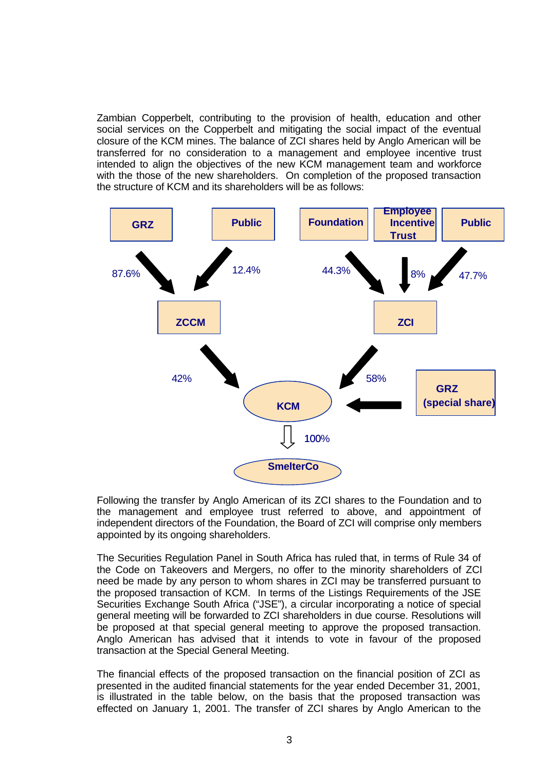Zambian Copperbelt, contributing to the provision of health, education and other social services on the Copperbelt and mitigating the social impact of the eventual closure of the KCM mines. The balance of ZCI shares held by Anglo American will be transferred for no consideration to a management and employee incentive trust intended to align the objectives of the new KCM management team and workforce with the those of the new shareholders. On completion of the proposed transaction the structure of KCM and its shareholders will be as follows:

GRZ — 87.6% → ZCCM
Public — 12.4% → ZCCM

Foundation — 44.3% → ZCI
Employee Incentive Trust — 8% → ZCI
Public — 47.7% → ZCI

ZCCM — 42% → KCM
ZCI — 58% → KCM
GRZ (special share) → KCM

KCM — 100% → SmelterCo

Following the transfer by Anglo American of its ZCI shares to the Foundation and to the management and employee trust referred to above, and appointment of independent directors of the Foundation, the Board of ZCI will comprise only members appointed by its ongoing shareholders.

The Securities Regulation Panel in South Africa has ruled that, in terms of Rule 34 of the Code on Takeovers and Mergers, no offer to the minority shareholders of ZCI need be made by any person to whom shares in ZCI may be transferred pursuant to the proposed transaction of KCM. In terms of the Listings Requirements of the JSE Securities Exchange South Africa ("JSE"), a circular incorporating a notice of special general meeting will be forwarded to ZCI shareholders in due course. Resolutions will be proposed at that special general meeting to approve the proposed transaction. Anglo American has advised that it intends to vote in favour of the proposed transaction at the Special General Meeting.

The financial effects of the proposed transaction on the financial position of ZCI as presented in the audited financial statements for the year ended December 31, 2001, is illustrated in the table below, on the basis that the proposed transaction was effected on January 1, 2001. The transfer of ZCI shares by Anglo American to the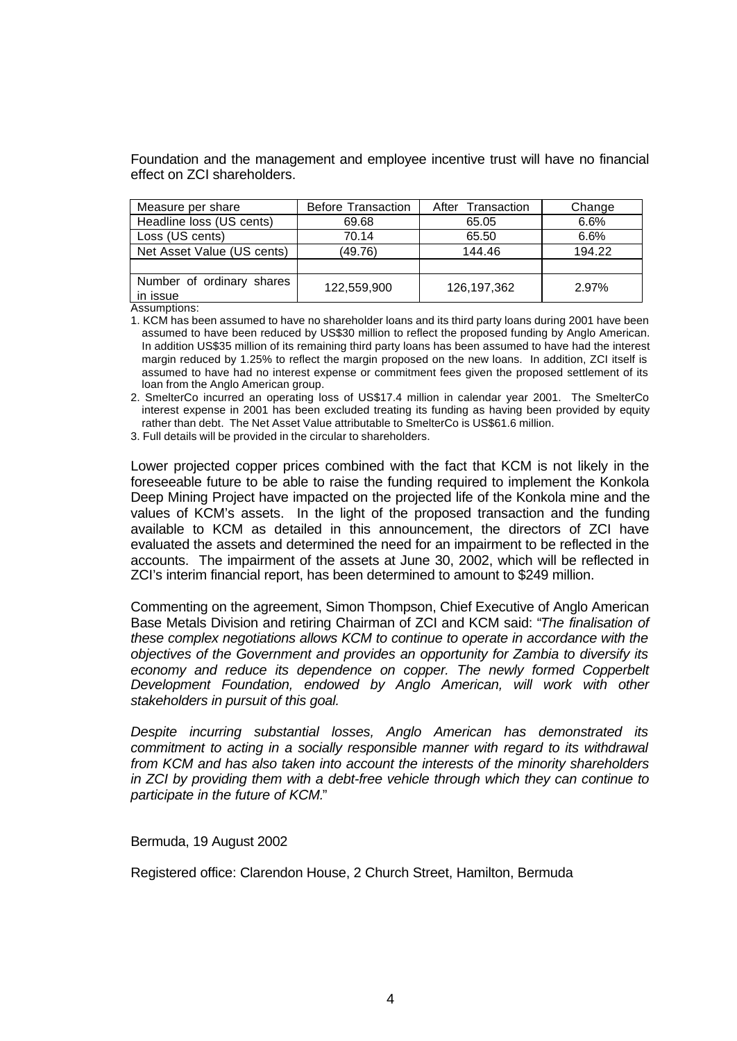Foundation and the management and employee incentive trust will have no financial effect on ZCI shareholders.

| Measure per share | Before Transaction | After Transaction | Change |
|---|---|---|---|
| Headline loss (US cents) | 69.68 | 65.05 | 6.6% |
| Loss (US cents) | 70.14 | 65.50 | 6.6% |
| Net Asset Value (US cents) | (49.76) | 144.46 | 194.22 |
| | | | |
| Number of ordinary shares in issue | 122,559,900 | 126,197,362 | 2.97% |

Assumptions:

1. KCM has been assumed to have no shareholder loans and its third party loans during 2001 have been assumed to have been reduced by US$30 million to reflect the proposed funding by Anglo American. In addition US$35 million of its remaining third party loans has been assumed to have had the interest margin reduced by 1.25% to reflect the margin proposed on the new loans. In addition, ZCI itself is assumed to have had no interest expense or commitment fees given the proposed settlement of its loan from the Anglo American group.
2. SmelterCo incurred an operating loss of US$17.4 million in calendar year 2001. The SmelterCo interest expense in 2001 has been excluded treating its funding as having been provided by equity rather than debt. The Net Asset Value attributable to SmelterCo is US$61.6 million.
3. Full details will be provided in the circular to shareholders.

Lower projected copper prices combined with the fact that KCM is not likely in the foreseeable future to be able to raise the funding required to implement the Konkola Deep Mining Project have impacted on the projected life of the Konkola mine and the values of KCM's assets. In the light of the proposed transaction and the funding available to KCM as detailed in this announcement, the directors of ZCI have evaluated the assets and determined the need for an impairment to be reflected in the accounts. The impairment of the assets at June 30, 2002, which will be reflected in ZCI's interim financial report, has been determined to amount to $249 million.

Commenting on the agreement, Simon Thompson, Chief Executive of Anglo American Base Metals Division and retiring Chairman of ZCI and KCM said: "*The finalisation of these complex negotiations allows KCM to continue to operate in accordance with the objectives of the Government and provides an opportunity for Zambia to diversify its economy and reduce its dependence on copper. The newly formed Copperbelt Development Foundation, endowed by Anglo American, will work with other stakeholders in pursuit of this goal.*

*Despite incurring substantial losses, Anglo American has demonstrated its commitment to acting in a socially responsible manner with regard to its withdrawal from KCM and has also taken into account the interests of the minority shareholders in ZCI by providing them with a debt-free vehicle through which they can continue to participate in the future of KCM.*"

Bermuda, 19 August 2002

Registered office: Clarendon House, 2 Church Street, Hamilton, Bermuda